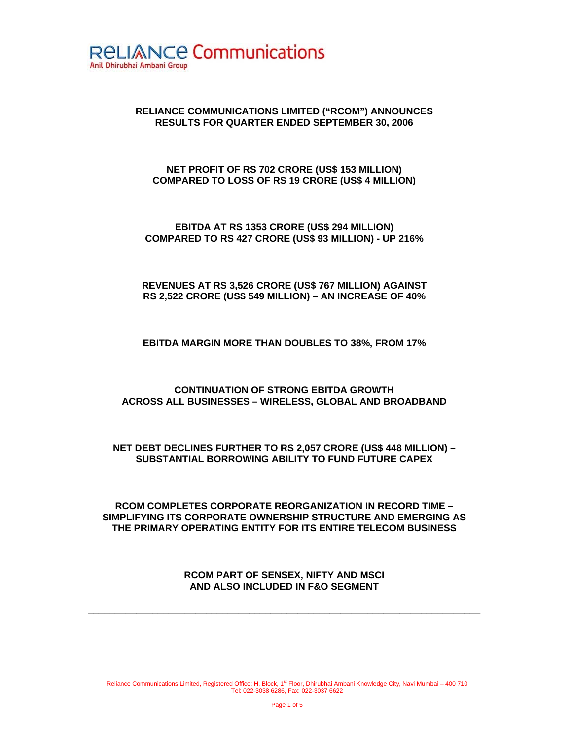**RELIANCE Communications**
Anil Dhirubhai Ambani Group

# RELIANCE COMMUNICATIONS LIMITED ("RCOM") ANNOUNCES RESULTS FOR QUARTER ENDED SEPTEMBER 30, 2006

**NET PROFIT OF RS 702 CRORE (US$ 153 MILLION) COMPARED TO LOSS OF RS 19 CRORE (US$ 4 MILLION)**

**EBITDA AT RS 1353 CRORE (US$ 294 MILLION) COMPARED TO RS 427 CRORE (US$ 93 MILLION) - UP 216%**

**REVENUES AT RS 3,526 CRORE (US$ 767 MILLION) AGAINST RS 2,522 CRORE (US$ 549 MILLION) – AN INCREASE OF 40%**

**EBITDA MARGIN MORE THAN DOUBLES TO 38%, FROM 17%**

**CONTINUATION OF STRONG EBITDA GROWTH ACROSS ALL BUSINESSES – WIRELESS, GLOBAL AND BROADBAND**

**NET DEBT DECLINES FURTHER TO RS 2,057 CRORE (US$ 448 MILLION) – SUBSTANTIAL BORROWING ABILITY TO FUND FUTURE CAPEX**

**RCOM COMPLETES CORPORATE REORGANIZATION IN RECORD TIME – SIMPLIFYING ITS CORPORATE OWNERSHIP STRUCTURE AND EMERGING AS THE PRIMARY OPERATING ENTITY FOR ITS ENTIRE TELECOM BUSINESS**

**RCOM PART OF SENSEX, NIFTY AND MSCI AND ALSO INCLUDED IN F&O SEGMENT**

---

Reliance Communications Limited, Registered Office: H, Block, 1st Floor, Dhirubhai Ambani Knowledge City, Navi Mumbai – 400 710
Tel: 022-3038 6286, Fax: 022-3037 6622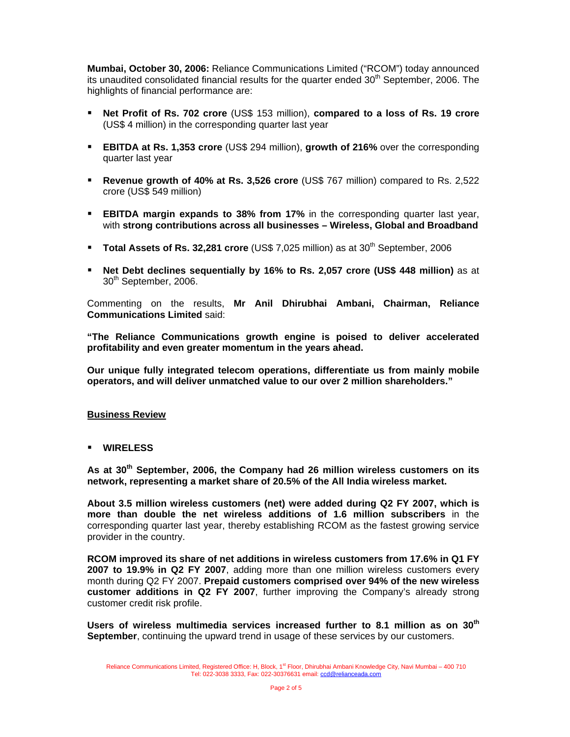**Mumbai, October 30, 2006:** Reliance Communications Limited ("RCOM") today announced its unaudited consolidated financial results for the quarter ended 30th September, 2006. The highlights of financial performance are:

- **Net Profit of Rs. 702 crore** (US$ 153 million), **compared to a loss of Rs. 19 crore** (US$ 4 million) in the corresponding quarter last year
- **EBITDA at Rs. 1,353 crore** (US$ 294 million), **growth of 216%** over the corresponding quarter last year
- **Revenue growth of 40% at Rs. 3,526 crore** (US$ 767 million) compared to Rs. 2,522 crore (US$ 549 million)
- **EBITDA margin expands to 38% from 17%** in the corresponding quarter last year, with **strong contributions across all businesses – Wireless, Global and Broadband**
- **Total Assets of Rs. 32,281 crore** (US$ 7,025 million) as at 30th September, 2006
- **Net Debt declines sequentially by 16% to Rs. 2,057 crore (US$ 448 million)** as at 30th September, 2006.

Commenting on the results, **Mr Anil Dhirubhai Ambani, Chairman, Reliance Communications Limited** said:

**"The Reliance Communications growth engine is poised to deliver accelerated profitability and even greater momentum in the years ahead.**

**Our unique fully integrated telecom operations, differentiate us from mainly mobile operators, and will deliver unmatched value to our over 2 million shareholders."**

## Business Review

- **WIRELESS**

**As at 30th September, 2006, the Company had 26 million wireless customers on its network, representing a market share of 20.5% of the All India wireless market.**

**About 3.5 million wireless customers (net) were added during Q2 FY 2007, which is more than double the net wireless additions of 1.6 million subscribers** in the corresponding quarter last year, thereby establishing RCOM as the fastest growing service provider in the country.

**RCOM improved its share of net additions in wireless customers from 17.6% in Q1 FY 2007 to 19.9% in Q2 FY 2007**, adding more than one million wireless customers every month during Q2 FY 2007. **Prepaid customers comprised over 94% of the new wireless customer additions in Q2 FY 2007**, further improving the Company's already strong customer credit risk profile.

**Users of wireless multimedia services increased further to 8.1 million as on 30th September**, continuing the upward trend in usage of these services by our customers.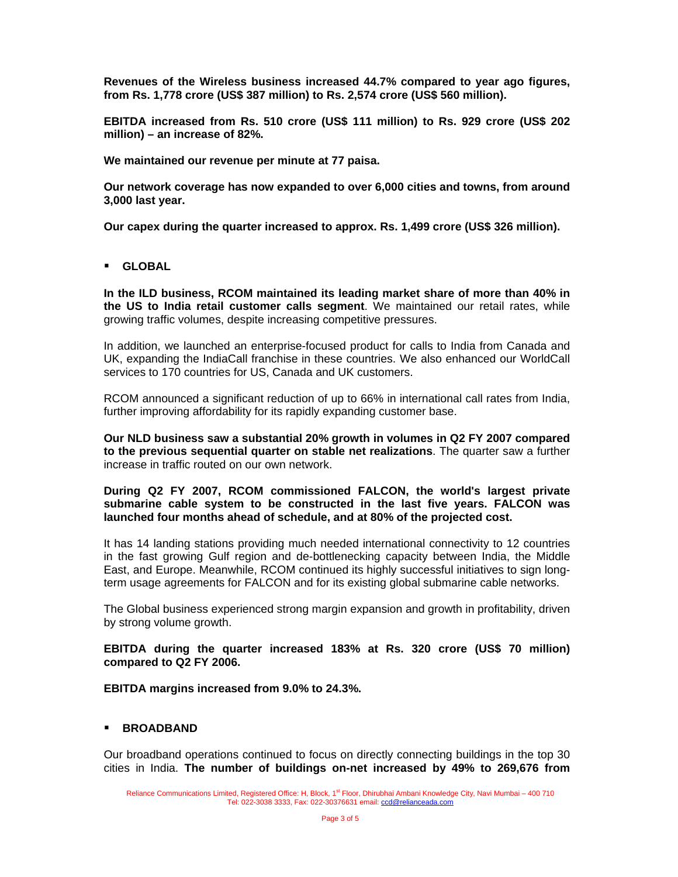**Revenues of the Wireless business increased 44.7% compared to year ago figures, from Rs. 1,778 crore (US$ 387 million) to Rs. 2,574 crore (US$ 560 million).**

**EBITDA increased from Rs. 510 crore (US$ 111 million) to Rs. 929 crore (US$ 202 million) – an increase of 82%.**

**We maintained our revenue per minute at 77 paisa.**

**Our network coverage has now expanded to over 6,000 cities and towns, from around 3,000 last year.**

**Our capex during the quarter increased to approx. Rs. 1,499 crore (US$ 326 million).**

- **GLOBAL**

**In the ILD business, RCOM maintained its leading market share of more than 40% in the US to India retail customer calls segment**. We maintained our retail rates, while growing traffic volumes, despite increasing competitive pressures.

In addition, we launched an enterprise-focused product for calls to India from Canada and UK, expanding the IndiaCall franchise in these countries. We also enhanced our WorldCall services to 170 countries for US, Canada and UK customers.

RCOM announced a significant reduction of up to 66% in international call rates from India, further improving affordability for its rapidly expanding customer base.

**Our NLD business saw a substantial 20% growth in volumes in Q2 FY 2007 compared to the previous sequential quarter on stable net realizations**. The quarter saw a further increase in traffic routed on our own network.

**During Q2 FY 2007, RCOM commissioned FALCON, the world's largest private submarine cable system to be constructed in the last five years. FALCON was launched four months ahead of schedule, and at 80% of the projected cost.**

It has 14 landing stations providing much needed international connectivity to 12 countries in the fast growing Gulf region and de-bottlenecking capacity between India, the Middle East, and Europe. Meanwhile, RCOM continued its highly successful initiatives to sign long-term usage agreements for FALCON and for its existing global submarine cable networks.

The Global business experienced strong margin expansion and growth in profitability, driven by strong volume growth.

**EBITDA during the quarter increased 183% at Rs. 320 crore (US$ 70 million) compared to Q2 FY 2006.**

**EBITDA margins increased from 9.0% to 24.3%.**

- **BROADBAND**

Our broadband operations continued to focus on directly connecting buildings in the top 30 cities in India. **The number of buildings on-net increased by 49% to 269,676 from**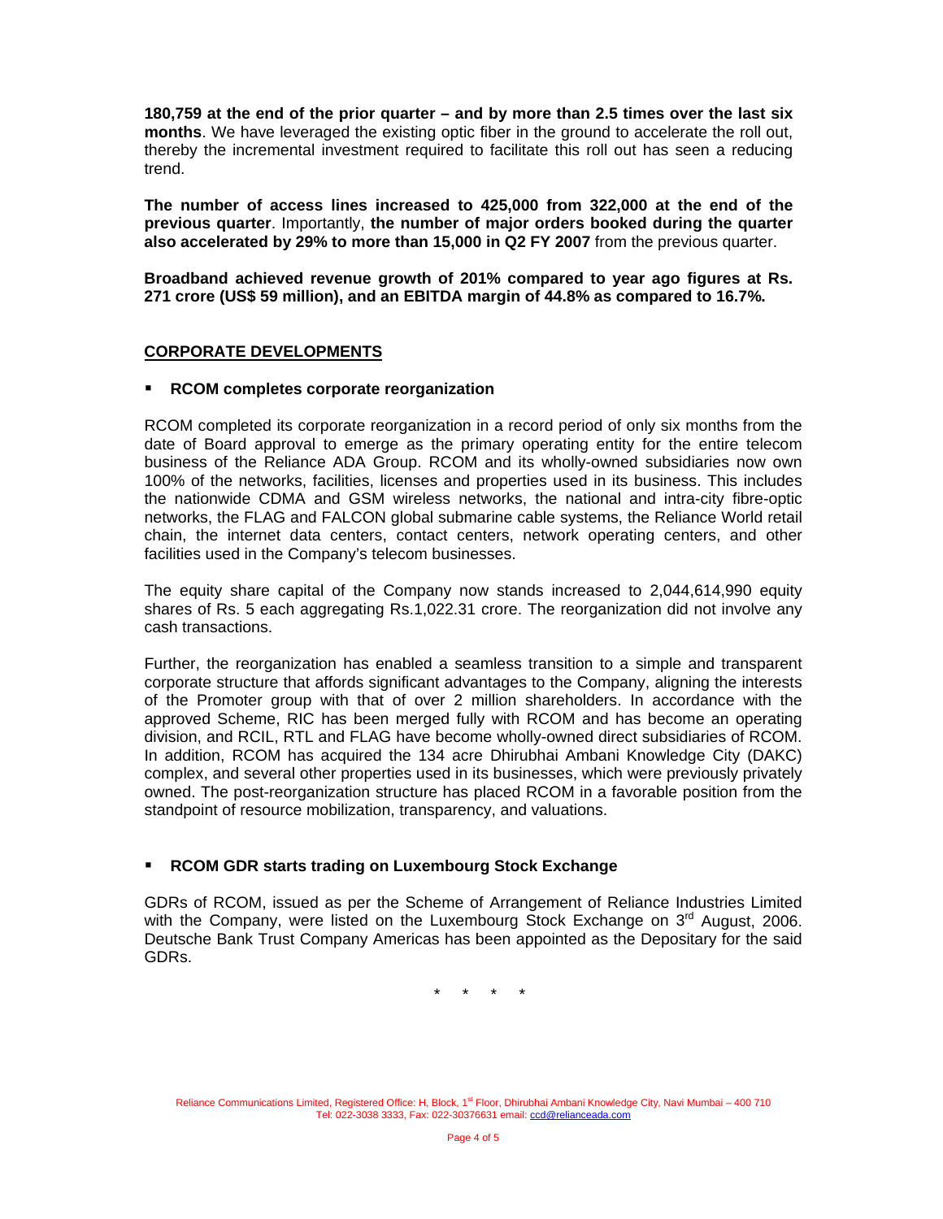**180,759 at the end of the prior quarter – and by more than 2.5 times over the last six months**. We have leveraged the existing optic fiber in the ground to accelerate the roll out, thereby the incremental investment required to facilitate this roll out has seen a reducing trend.

**The number of access lines increased to 425,000 from 322,000 at the end of the previous quarter**. Importantly, **the number of major orders booked during the quarter also accelerated by 29% to more than 15,000 in Q2 FY 2007** from the previous quarter.

**Broadband achieved revenue growth of 201% compared to year ago figures at Rs. 271 crore (US$ 59 million), and an EBITDA margin of 44.8% as compared to 16.7%.**

## CORPORATE DEVELOPMENTS

- **RCOM completes corporate reorganization**

RCOM completed its corporate reorganization in a record period of only six months from the date of Board approval to emerge as the primary operating entity for the entire telecom business of the Reliance ADA Group. RCOM and its wholly-owned subsidiaries now own 100% of the networks, facilities, licenses and properties used in its business. This includes the nationwide CDMA and GSM wireless networks, the national and intra-city fibre-optic networks, the FLAG and FALCON global submarine cable systems, the Reliance World retail chain, the internet data centers, contact centers, network operating centers, and other facilities used in the Company's telecom businesses.

The equity share capital of the Company now stands increased to 2,044,614,990 equity shares of Rs. 5 each aggregating Rs.1,022.31 crore. The reorganization did not involve any cash transactions.

Further, the reorganization has enabled a seamless transition to a simple and transparent corporate structure that affords significant advantages to the Company, aligning the interests of the Promoter group with that of over 2 million shareholders. In accordance with the approved Scheme, RIC has been merged fully with RCOM and has become an operating division, and RCIL, RTL and FLAG have become wholly-owned direct subsidiaries of RCOM. In addition, RCOM has acquired the 134 acre Dhirubhai Ambani Knowledge City (DAKC) complex, and several other properties used in its businesses, which were previously privately owned. The post-reorganization structure has placed RCOM in a favorable position from the standpoint of resource mobilization, transparency, and valuations.

- **RCOM GDR starts trading on Luxembourg Stock Exchange**

GDRs of RCOM, issued as per the Scheme of Arrangement of Reliance Industries Limited with the Company, were listed on the Luxembourg Stock Exchange on 3rd August, 2006. Deutsche Bank Trust Company Americas has been appointed as the Depositary for the said GDRs.

\* \* \* \*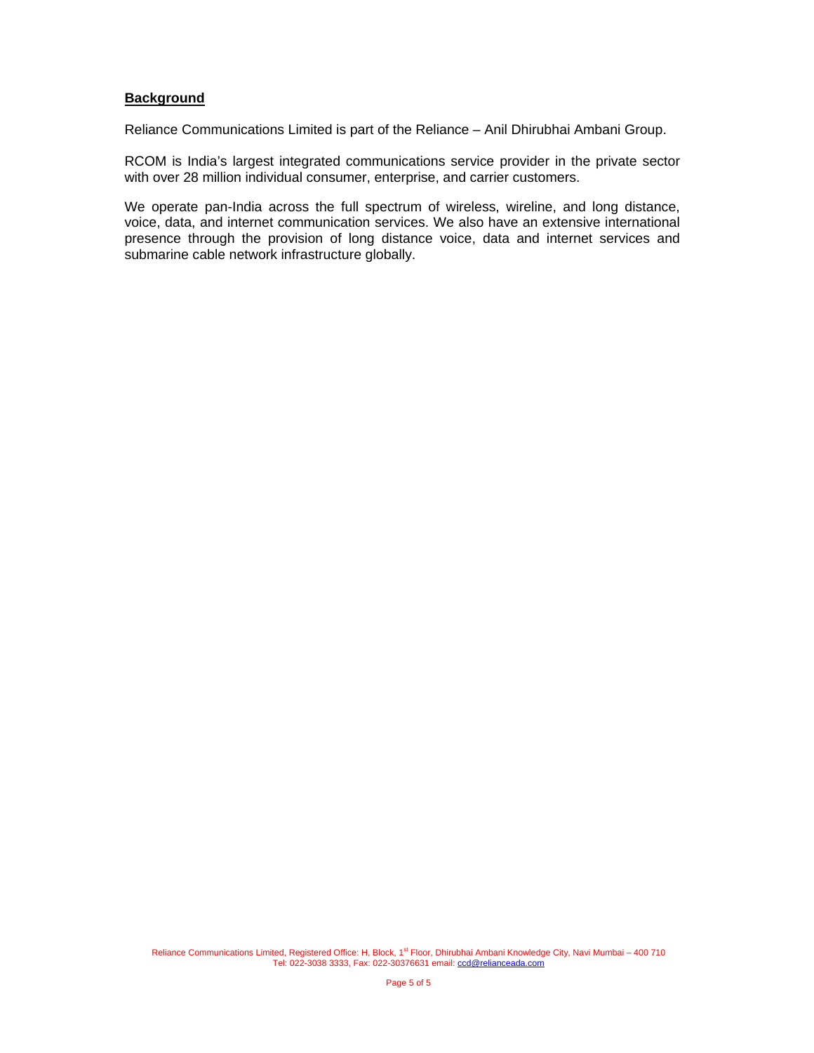## **Background**

Reliance Communications Limited is part of the Reliance – Anil Dhirubhai Ambani Group.

RCOM is India's largest integrated communications service provider in the private sector with over 28 million individual consumer, enterprise, and carrier customers.

We operate pan-India across the full spectrum of wireless, wireline, and long distance, voice, data, and internet communication services. We also have an extensive international presence through the provision of long distance voice, data and internet services and submarine cable network infrastructure globally.